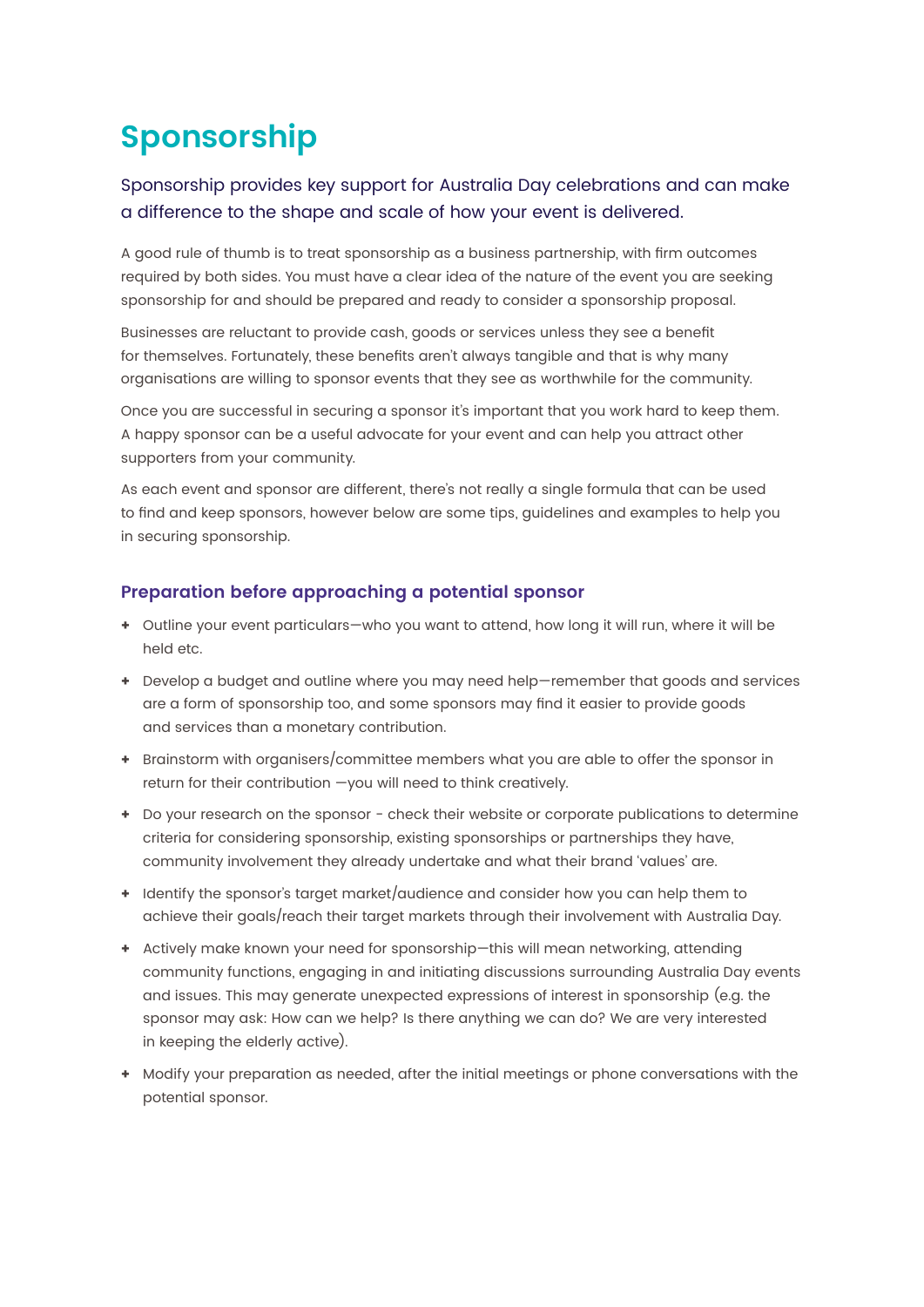# Sponsorship

### Sponsorship provides key support for Australia Day celebrations and can make a difference to the shape and scale of how your event is delivered.

A good rule of thumb is to treat sponsorship as a business partnership, with firm outcomes required by both sides. You must have a clear idea of the nature of the event you are seeking sponsorship for and should be prepared and ready to consider a sponsorship proposal.

Businesses are reluctant to provide cash, goods or services unless they see a benefit for themselves. Fortunately, these benefits aren't always tangible and that is why many organisations are willing to sponsor events that they see as worthwhile for the community.

Once you are successful in securing a sponsor it's important that you work hard to keep them. A happy sponsor can be a useful advocate for your event and can help you attract other supporters from your community.

As each event and sponsor are different, there's not really a single formula that can be used to find and keep sponsors, however below are some tips, guidelines and examples to help you in securing sponsorship.

## Preparation before approaching a potential sponsor

- Outline your event particulars—who you want to attend, how long it will run, where it will be held etc.
- Develop a budget and outline where you may need help—remember that goods and services are a form of sponsorship too, and some sponsors may find it easier to provide goods and services than a monetary contribution.
- Brainstorm with organisers/committee members what you are able to offer the sponsor in return for their contribution —you will need to think creatively.
- Do your research on the sponsor - check their website or corporate publications to determine criteria for considering sponsorship, existing sponsorships or partnerships they have, community involvement they already undertake and what their brand 'values' are.
- Identify the sponsor's target market/audience and consider how you can help them to achieve their goals/reach their target markets through their involvement with Australia Day.
- Actively make known your need for sponsorship—this will mean networking, attending community functions, engaging in and initiating discussions surrounding Australia Day events and issues. This may generate unexpected expressions of interest in sponsorship (e.g. the sponsor may ask: How can we help? Is there anything we can do? We are very interested in keeping the elderly active).
- Modify your preparation as needed, after the initial meetings or phone conversations with the potential sponsor.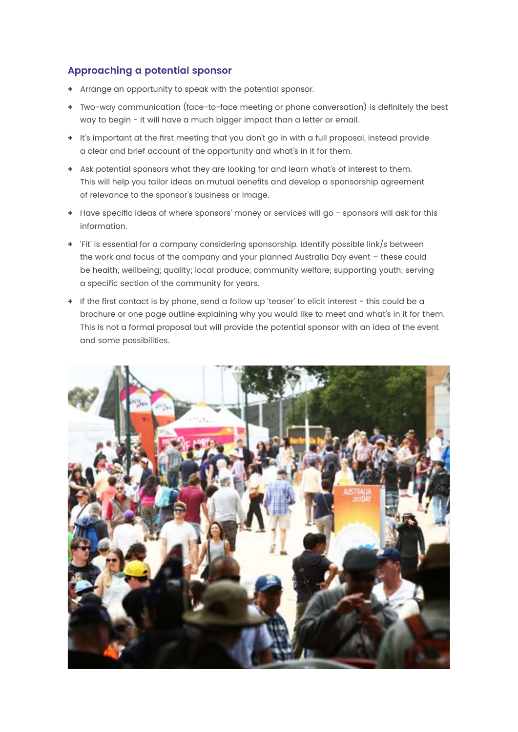## Approaching a potential sponsor

- Arrange an opportunity to speak with the potential sponsor.
- Two-way communication (face-to-face meeting or phone conversation) is definitely the best way to begin - it will have a much bigger impact than a letter or email.
- It's important at the first meeting that you don't go in with a full proposal, instead provide a clear and brief account of the opportunity and what's in it for them.
- Ask potential sponsors what they are looking for and learn what's of interest to them. This will help you tailor ideas on mutual benefits and develop a sponsorship agreement of relevance to the sponsor's business or image.
- Have specific ideas of where sponsors' money or services will go - sponsors will ask for this information.
- 'Fit' is essential for a company considering sponsorship. Identify possible link/s between the work and focus of the company and your planned Australia Day event – these could be health; wellbeing; quality; local produce; community welfare; supporting youth; serving a specific section of the community for years.
- If the first contact is by phone, send a follow up 'teaser' to elicit interest - this could be a brochure or one page outline explaining why you would like to meet and what's in it for them. This is not a formal proposal but will provide the potential sponsor with an idea of the event and some possibilities.